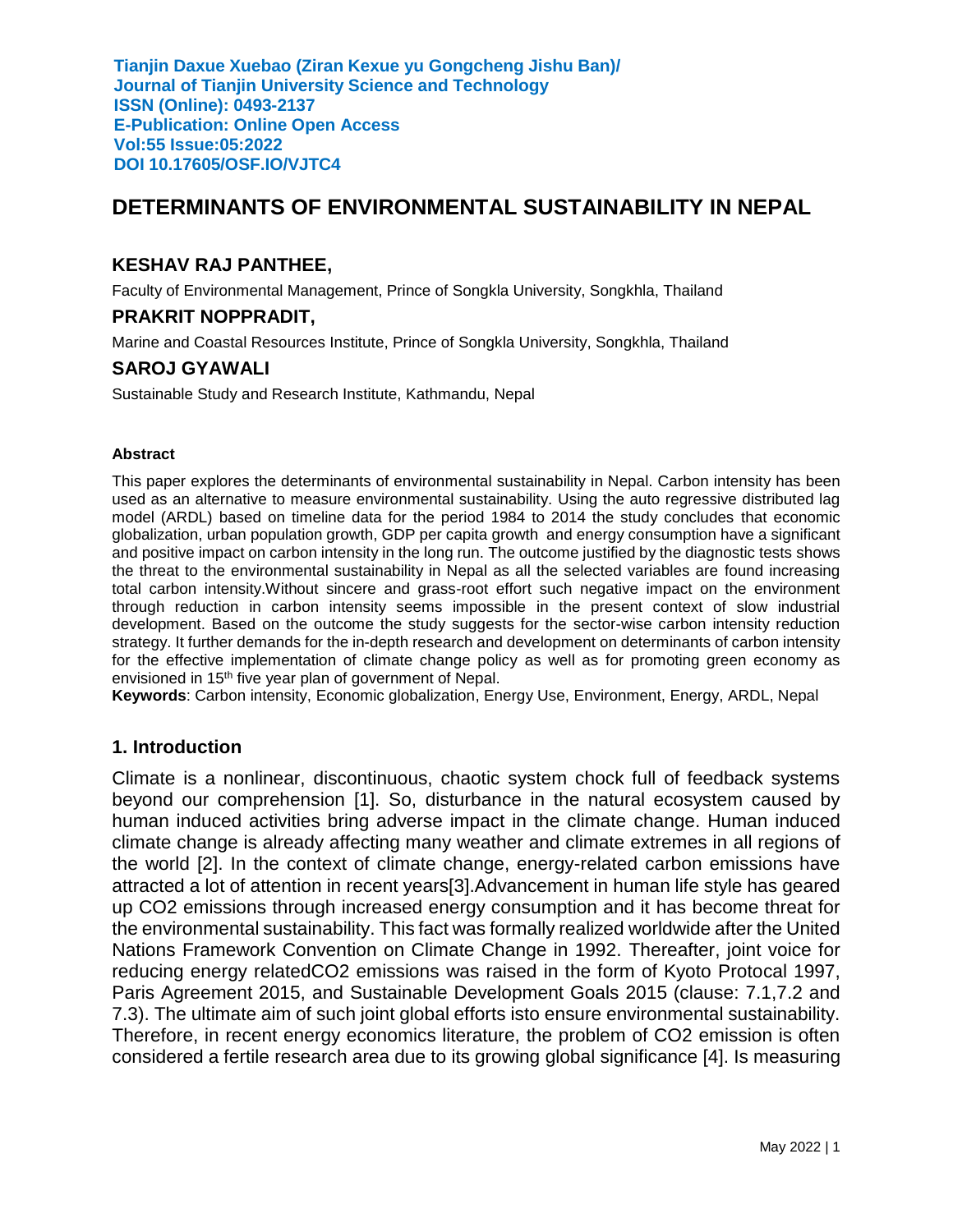Tianjin Daxue Xuebao (Ziran Kexue yu Gongcheng Jishu Ban)/
Journal of Tianjin University Science and Technology
ISSN (Online): 0493-2137
E-Publication: Online Open Access
Vol:55 Issue:05:2022
DOI 10.17605/OSF.IO/VJTC4

# DETERMINANTS OF ENVIRONMENTAL SUSTAINABILITY IN NEPAL

### KESHAV RAJ PANTHEE,

Faculty of Environmental Management, Prince of Songkla University, Songkhla, Thailand

### PRAKRIT NOPPRADIT,

Marine and Coastal Resources Institute, Prince of Songkla University, Songkhla, Thailand

### SAROJ GYAWALI

Sustainable Study and Research Institute, Kathmandu, Nepal

#### Abstract

This paper explores the determinants of environmental sustainability in Nepal. Carbon intensity has been used as an alternative to measure environmental sustainability. Using the auto regressive distributed lag model (ARDL) based on timeline data for the period 1984 to 2014 the study concludes that economic globalization, urban population growth, GDP per capita growth and energy consumption have a significant and positive impact on carbon intensity in the long run. The outcome justified by the diagnostic tests shows the threat to the environmental sustainability in Nepal as all the selected variables are found increasing total carbon intensity.Without sincere and grass-root effort such negative impact on the environment through reduction in carbon intensity seems impossible in the present context of slow industrial development. Based on the outcome the study suggests for the sector-wise carbon intensity reduction strategy. It further demands for the in-depth research and development on determinants of carbon intensity for the effective implementation of climate change policy as well as for promoting green economy as envisioned in 15th five year plan of government of Nepal.

**Keywords**: Carbon intensity, Economic globalization, Energy Use, Environment, Energy, ARDL, Nepal

## 1. Introduction

Climate is a nonlinear, discontinuous, chaotic system chock full of feedback systems beyond our comprehension [1]. So, disturbance in the natural ecosystem caused by human induced activities bring adverse impact in the climate change. Human induced climate change is already affecting many weather and climate extremes in all regions of the world [2]. In the context of climate change, energy-related carbon emissions have attracted a lot of attention in recent years[3].Advancement in human life style has geared up $CO_2$ emissions through increased energy consumption and it has become threat for the environmental sustainability. This fact was formally realized worldwide after the United Nations Framework Convention on Climate Change in 1992. Thereafter, joint voice for reducing energy related$CO_2$ emissions was raised in the form of Kyoto Protocal 1997, Paris Agreement 2015, and Sustainable Development Goals 2015 (clause: 7.1,7.2 and 7.3). The ultimate aim of such joint global efforts isto ensure environmental sustainability. Therefore, in recent energy economics literature, the problem of $CO_2$ emission is often considered a fertile research area due to its growing global significance [4]. Is measuring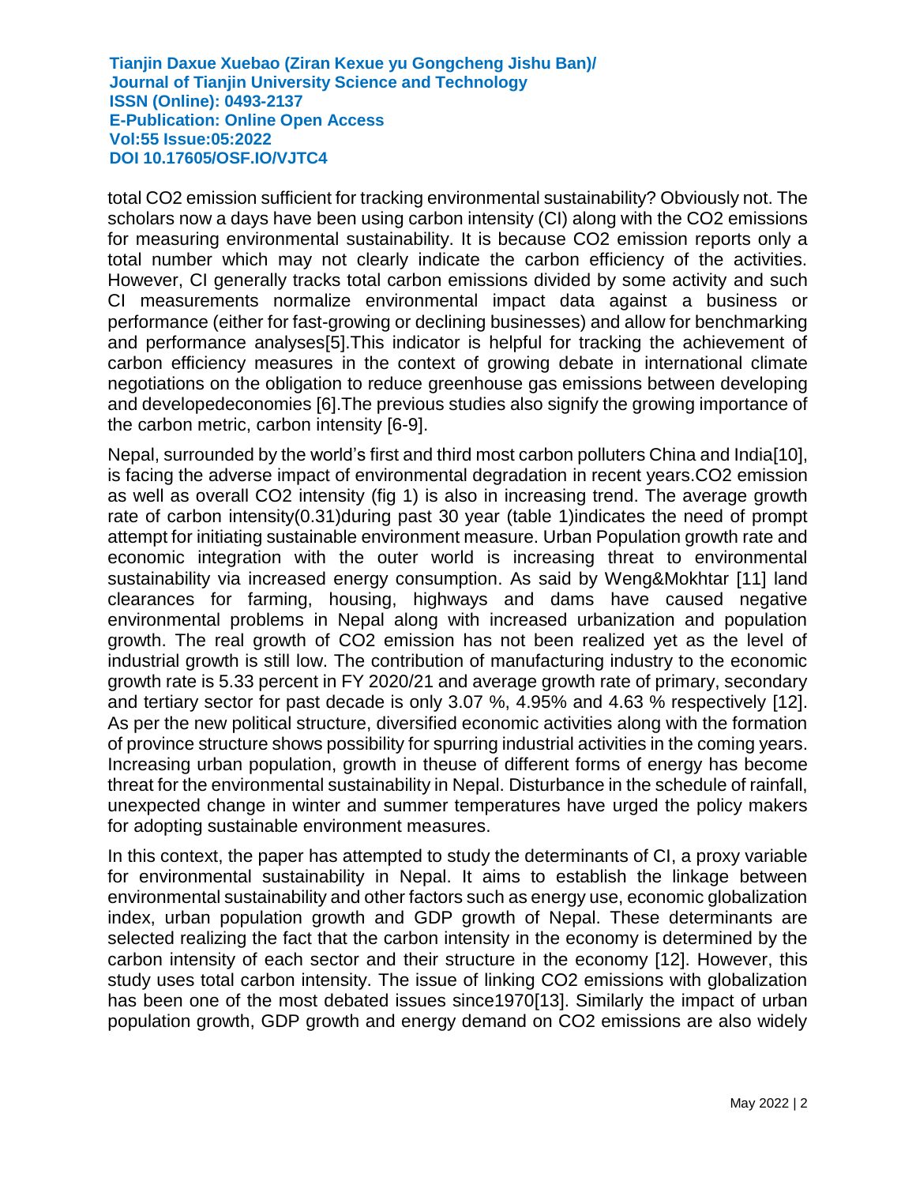total $CO_2$ emission sufficient for tracking environmental sustainability? Obviously not. The scholars now a days have been using carbon intensity (CI) along with the $CO_2$ emissions for measuring environmental sustainability. It is because $CO_2$ emission reports only a total number which may not clearly indicate the carbon efficiency of the activities. However, CI generally tracks total carbon emissions divided by some activity and such CI measurements normalize environmental impact data against a business or performance (either for fast-growing or declining businesses) and allow for benchmarking and performance analyses[5].This indicator is helpful for tracking the achievement of carbon efficiency measures in the context of growing debate in international climate negotiations on the obligation to reduce greenhouse gas emissions between developing and developedeconomies [6].The previous studies also signify the growing importance of the carbon metric, carbon intensity [6-9].

Nepal, surrounded by the world's first and third most carbon polluters China and India[10], is facing the adverse impact of environmental degradation in recent years.$CO_2$ emission as well as overall $CO_2$ intensity (fig 1) is also in increasing trend. The average growth rate of carbon intensity(0.31)during past 30 year (table 1)indicates the need of prompt attempt for initiating sustainable environment measure. Urban Population growth rate and economic integration with the outer world is increasing threat to environmental sustainability via increased energy consumption. As said by Weng&Mokhtar [11] land clearances for farming, housing, highways and dams have caused negative environmental problems in Nepal along with increased urbanization and population growth. The real growth of $CO_2$ emission has not been realized yet as the level of industrial growth is still low. The contribution of manufacturing industry to the economic growth rate is 5.33 percent in FY 2020/21 and average growth rate of primary, secondary and tertiary sector for past decade is only 3.07 %, 4.95% and 4.63 % respectively [12]. As per the new political structure, diversified economic activities along with the formation of province structure shows possibility for spurring industrial activities in the coming years. Increasing urban population, growth in theuse of different forms of energy has become threat for the environmental sustainability in Nepal. Disturbance in the schedule of rainfall, unexpected change in winter and summer temperatures have urged the policy makers for adopting sustainable environment measures.

In this context, the paper has attempted to study the determinants of CI, a proxy variable for environmental sustainability in Nepal. It aims to establish the linkage between environmental sustainability and other factors such as energy use, economic globalization index, urban population growth and GDP growth of Nepal. These determinants are selected realizing the fact that the carbon intensity in the economy is determined by the carbon intensity of each sector and their structure in the economy [12]. However, this study uses total carbon intensity. The issue of linking $CO_2$ emissions with globalization has been one of the most debated issues since1970[13]. Similarly the impact of urban population growth, GDP growth and energy demand on $CO_2$ emissions are also widely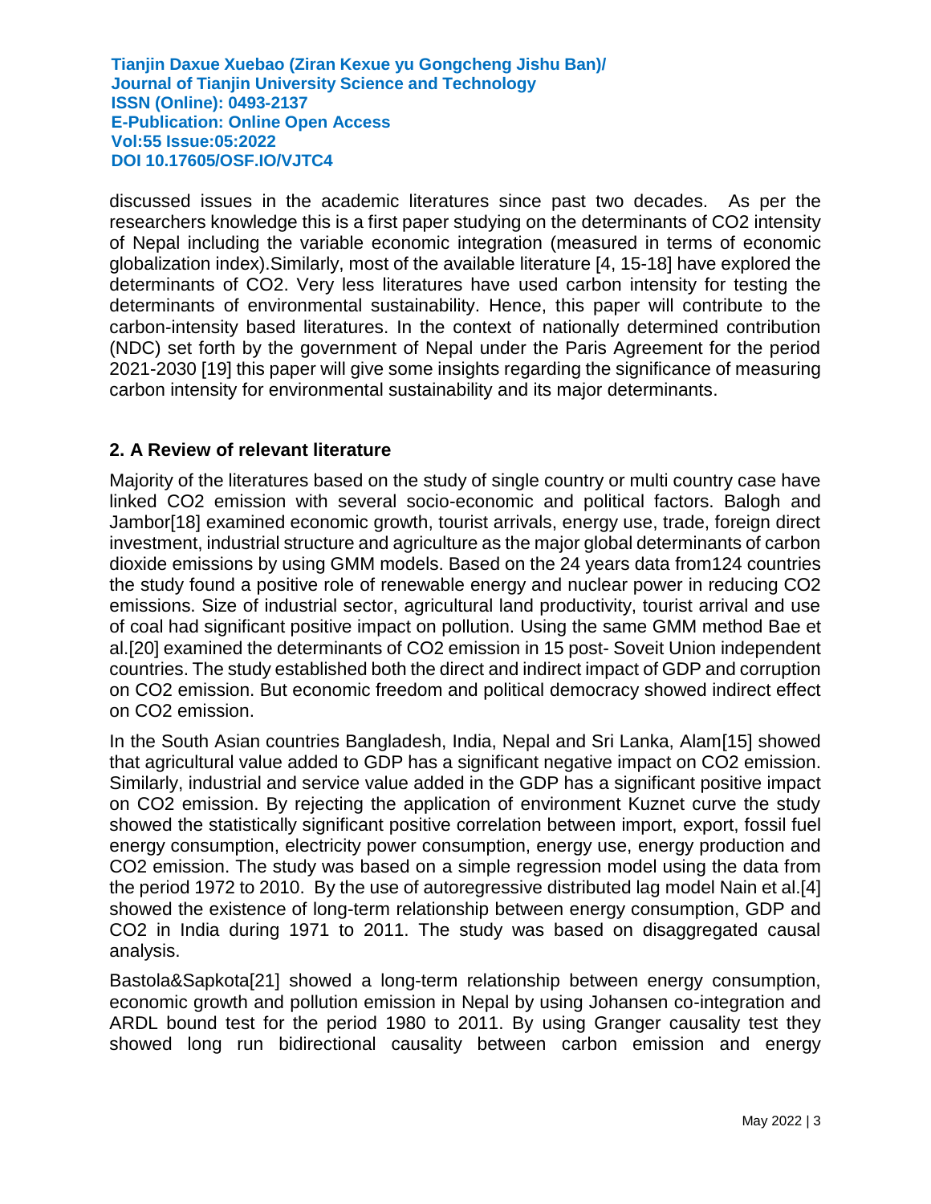discussed issues in the academic literatures since past two decades. As per the researchers knowledge this is a first paper studying on the determinants of $CO_2$ intensity of Nepal including the variable economic integration (measured in terms of economic globalization index).Similarly, most of the available literature [4, 15-18] have explored the determinants of $CO_2$. Very less literatures have used carbon intensity for testing the determinants of environmental sustainability. Hence, this paper will contribute to the carbon-intensity based literatures. In the context of nationally determined contribution (NDC) set forth by the government of Nepal under the Paris Agreement for the period 2021-2030 [19] this paper will give some insights regarding the significance of measuring carbon intensity for environmental sustainability and its major determinants.

## 2. A Review of relevant literature

Majority of the literatures based on the study of single country or multi country case have linked $CO_2$ emission with several socio-economic and political factors. Balogh and Jambor[18] examined economic growth, tourist arrivals, energy use, trade, foreign direct investment, industrial structure and agriculture as the major global determinants of carbon dioxide emissions by using GMM models. Based on the 24 years data from124 countries the study found a positive role of renewable energy and nuclear power in reducing $CO_2$ emissions. Size of industrial sector, agricultural land productivity, tourist arrival and use of coal had significant positive impact on pollution. Using the same GMM method Bae et al.[20] examined the determinants of $CO_2$ emission in 15 post- Soveit Union independent countries. The study established both the direct and indirect impact of GDP and corruption on $CO_2$ emission. But economic freedom and political democracy showed indirect effect on $CO_2$ emission.

In the South Asian countries Bangladesh, India, Nepal and Sri Lanka, Alam[15] showed that agricultural value added to GDP has a significant negative impact on $CO_2$ emission. Similarly, industrial and service value added in the GDP has a significant positive impact on $CO_2$ emission. By rejecting the application of environment Kuznet curve the study showed the statistically significant positive correlation between import, export, fossil fuel energy consumption, electricity power consumption, energy use, energy production and $CO_2$ emission. The study was based on a simple regression model using the data from the period 1972 to 2010. By the use of autoregressive distributed lag model Nain et al.[4] showed the existence of long-term relationship between energy consumption, GDP and $CO_2$ in India during 1971 to 2011. The study was based on disaggregated causal analysis.

Bastola&Sapkota[21] showed a long-term relationship between energy consumption, economic growth and pollution emission in Nepal by using Johansen co-integration and ARDL bound test for the period 1980 to 2011. By using Granger causality test they showed long run bidirectional causality between carbon emission and energy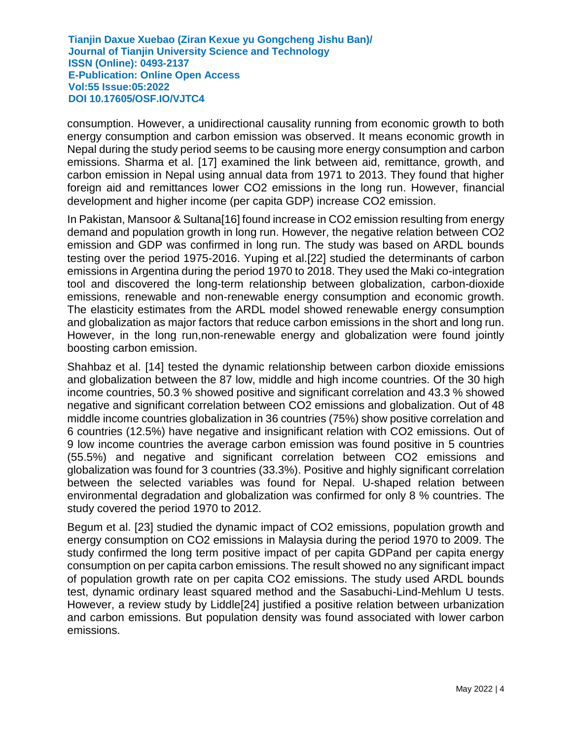consumption. However, a unidirectional causality running from economic growth to both energy consumption and carbon emission was observed. It means economic growth in Nepal during the study period seems to be causing more energy consumption and carbon emissions. Sharma et al. [17] examined the link between aid, remittance, growth, and carbon emission in Nepal using annual data from 1971 to 2013. They found that higher foreign aid and remittances lower $CO_2$ emissions in the long run. However, financial development and higher income (per capita GDP) increase $CO_2$ emission.

In Pakistan, Mansoor & Sultana[16] found increase in $CO_2$ emission resulting from energy demand and population growth in long run. However, the negative relation between $CO_2$ emission and GDP was confirmed in long run. The study was based on ARDL bounds testing over the period 1975-2016. Yuping et al.[22] studied the determinants of carbon emissions in Argentina during the period 1970 to 2018. They used the Maki co-integration tool and discovered the long-term relationship between globalization, carbon-dioxide emissions, renewable and non-renewable energy consumption and economic growth. The elasticity estimates from the ARDL model showed renewable energy consumption and globalization as major factors that reduce carbon emissions in the short and long run. However, in the long run,non-renewable energy and globalization were found jointly boosting carbon emission.

Shahbaz et al. [14] tested the dynamic relationship between carbon dioxide emissions and globalization between the 87 low, middle and high income countries. Of the 30 high income countries, 50.3 % showed positive and significant correlation and 43.3 % showed negative and significant correlation between $CO_2$ emissions and globalization. Out of 48 middle income countries globalization in 36 countries (75%) show positive correlation and 6 countries (12.5%) have negative and insignificant relation with $CO_2$ emissions. Out of 9 low income countries the average carbon emission was found positive in 5 countries (55.5%) and negative and significant correlation between $CO_2$ emissions and globalization was found for 3 countries (33.3%). Positive and highly significant correlation between the selected variables was found for Nepal. U-shaped relation between environmental degradation and globalization was confirmed for only 8 % countries. The study covered the period 1970 to 2012.

Begum et al. [23] studied the dynamic impact of $CO_2$ emissions, population growth and energy consumption on $CO_2$ emissions in Malaysia during the period 1970 to 2009. The study confirmed the long term positive impact of per capita GDPand per capita energy consumption on per capita carbon emissions. The result showed no any significant impact of population growth rate on per capita $CO_2$ emissions. The study used ARDL bounds test, dynamic ordinary least squared method and the Sasabuchi-Lind-Mehlum U tests. However, a review study by Liddle[24] justified a positive relation between urbanization and carbon emissions. But population density was found associated with lower carbon emissions.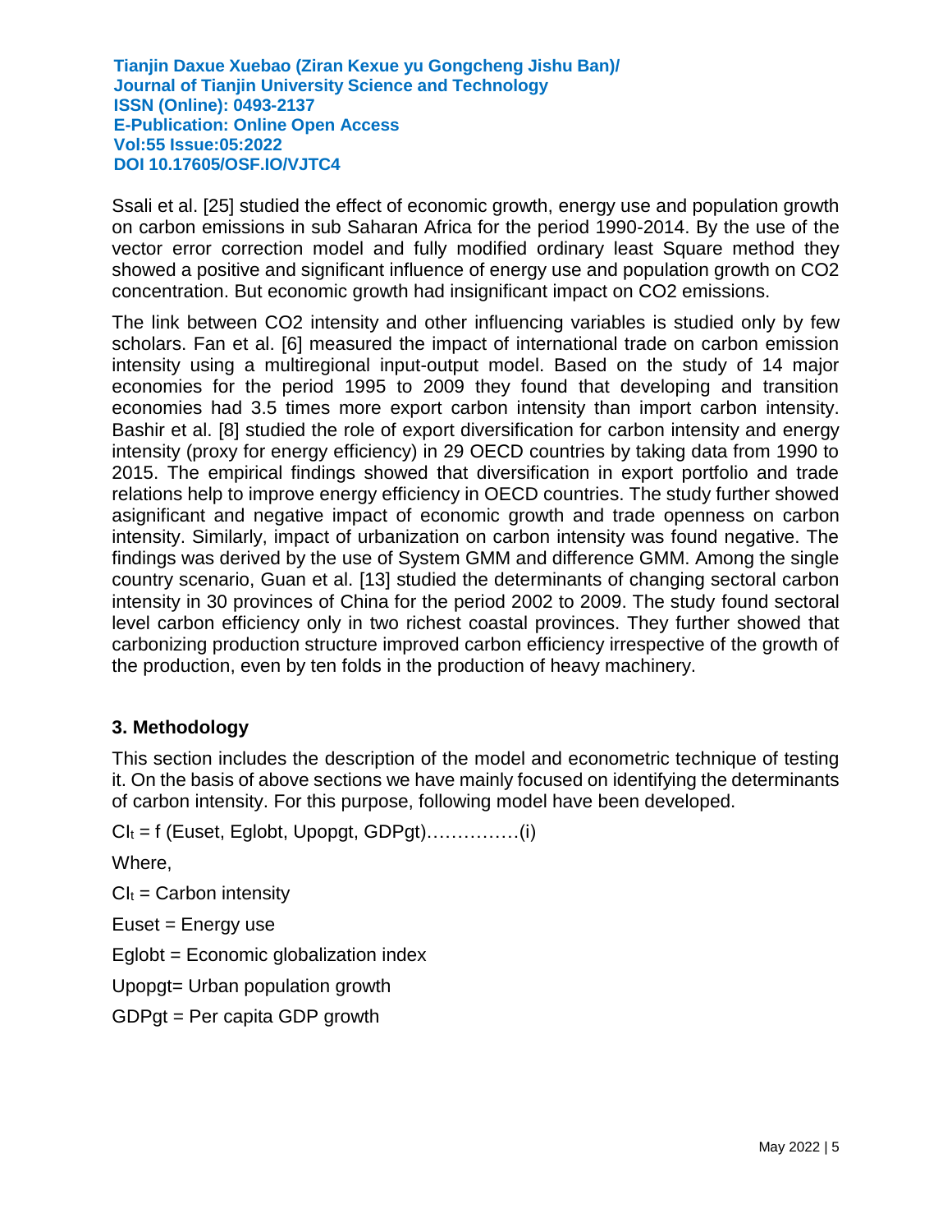Ssali et al. [25] studied the effect of economic growth, energy use and population growth on carbon emissions in sub Saharan Africa for the period 1990-2014. By the use of the vector error correction model and fully modified ordinary least Square method they showed a positive and significant influence of energy use and population growth on CO2 concentration. But economic growth had insignificant impact on CO2 emissions.

The link between CO2 intensity and other influencing variables is studied only by few scholars. Fan et al. [6] measured the impact of international trade on carbon emission intensity using a multiregional input-output model. Based on the study of 14 major economies for the period 1995 to 2009 they found that developing and transition economies had 3.5 times more export carbon intensity than import carbon intensity. Bashir et al. [8] studied the role of export diversification for carbon intensity and energy intensity (proxy for energy efficiency) in 29 OECD countries by taking data from 1990 to 2015. The empirical findings showed that diversification in export portfolio and trade relations help to improve energy efficiency in OECD countries. The study further showed asignificant and negative impact of economic growth and trade openness on carbon intensity. Similarly, impact of urbanization on carbon intensity was found negative. The findings was derived by the use of System GMM and difference GMM. Among the single country scenario, Guan et al. [13] studied the determinants of changing sectoral carbon intensity in 30 provinces of China for the period 2002 to 2009. The study found sectoral level carbon efficiency only in two richest coastal provinces. They further showed that carbonizing production structure improved carbon efficiency irrespective of the growth of the production, even by ten folds in the production of heavy machinery.

## 3. Methodology

This section includes the description of the model and econometric technique of testing it. On the basis of above sections we have mainly focused on identifying the determinants of carbon intensity. For this purpose, following model have been developed.

$CI_t$ = f (Euset, Eglobt, Upopgt, GDPgt)……………(i)

Where,

$CI_t$ = Carbon intensity

Euset = Energy use

Eglobt = Economic globalization index

Upopgt= Urban population growth

GDPgt = Per capita GDP growth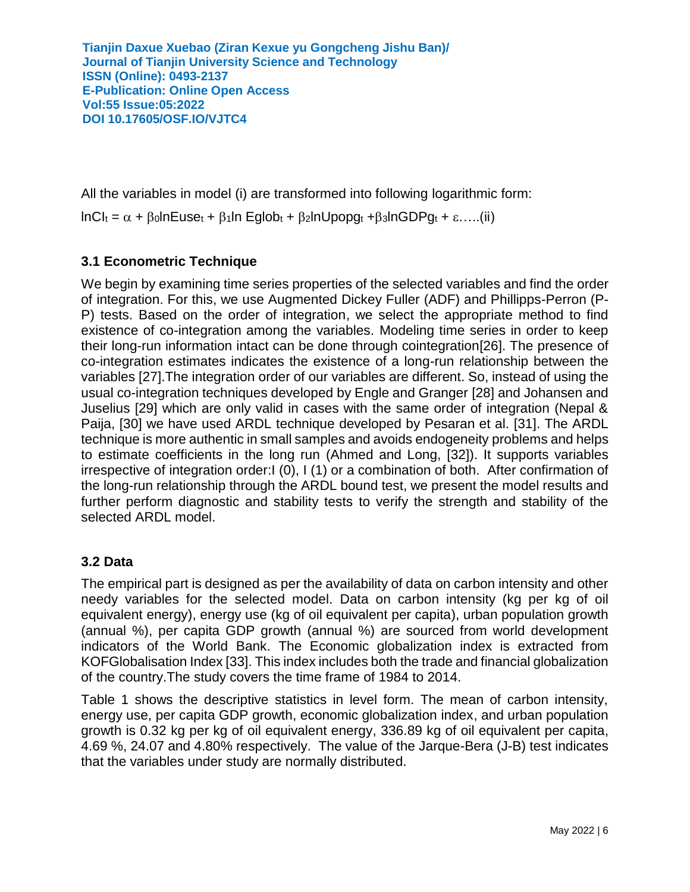All the variables in model (i) are transformed into following logarithmic form:

$$lnCI_t = \alpha + \beta_0 lnEuse_t + \beta_1 ln\ Eglob_t + \beta_2 lnUpopg_t + \beta_3 lnGDPg_t + \varepsilon \ldots..(ii)$$

### 3.1 Econometric Technique

We begin by examining time series properties of the selected variables and find the order of integration. For this, we use Augmented Dickey Fuller (ADF) and Phillipps-Perron (P-P) tests. Based on the order of integration, we select the appropriate method to find existence of co-integration among the variables. Modeling time series in order to keep their long-run information intact can be done through cointegration[26]. The presence of co-integration estimates indicates the existence of a long-run relationship between the variables [27].The integration order of our variables are different. So, instead of using the usual co-integration techniques developed by Engle and Granger [28] and Johansen and Juselius [29] which are only valid in cases with the same order of integration (Nepal & Paija, [30] we have used ARDL technique developed by Pesaran et al. [31]. The ARDL technique is more authentic in small samples and avoids endogeneity problems and helps to estimate coefficients in the long run (Ahmed and Long, [32]). It supports variables irrespective of integration order:I (0), I (1) or a combination of both. After confirmation of the long-run relationship through the ARDL bound test, we present the model results and further perform diagnostic and stability tests to verify the strength and stability of the selected ARDL model.

### 3.2 Data

The empirical part is designed as per the availability of data on carbon intensity and other needy variables for the selected model. Data on carbon intensity (kg per kg of oil equivalent energy), energy use (kg of oil equivalent per capita), urban population growth (annual %), per capita GDP growth (annual %) are sourced from world development indicators of the World Bank. The Economic globalization index is extracted from KOFGlobalisation Index [33]. This index includes both the trade and financial globalization of the country.The study covers the time frame of 1984 to 2014.

Table 1 shows the descriptive statistics in level form. The mean of carbon intensity, energy use, per capita GDP growth, economic globalization index, and urban population growth is 0.32 kg per kg of oil equivalent energy, 336.89 kg of oil equivalent per capita, 4.69 %, 24.07 and 4.80% respectively. The value of the Jarque-Bera (J-B) test indicates that the variables under study are normally distributed.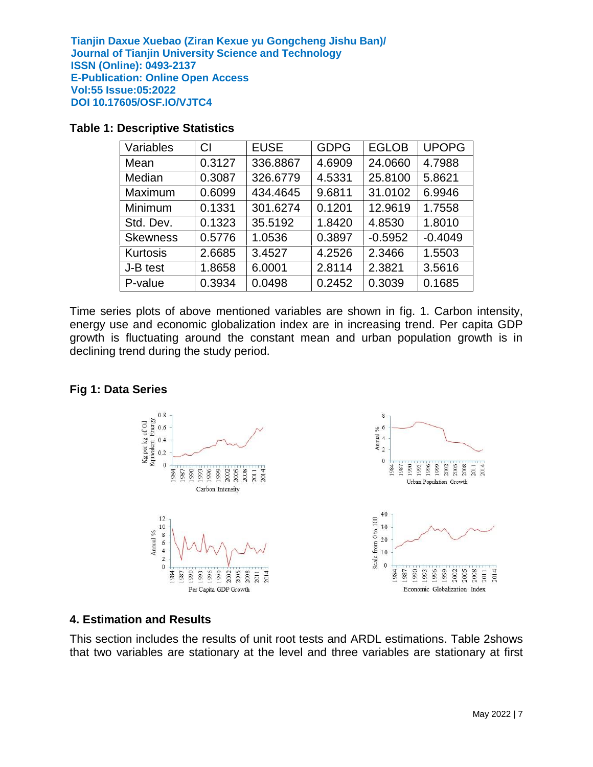**Table 1: Descriptive Statistics**

| Variables | CI | EUSE | GDPG | EGLOB | UPOPG |
|---|---|---|---|---|---|
| Mean | 0.3127 | 336.8867 | 4.6909 | 24.0660 | 4.7988 |
| Median | 0.3087 | 326.6779 | 4.5331 | 25.8100 | 5.8621 |
| Maximum | 0.6099 | 434.4645 | 9.6811 | 31.0102 | 6.9946 |
| Minimum | 0.1331 | 301.6274 | 0.1201 | 12.9619 | 1.7558 |
| Std. Dev. | 0.1323 | 35.5192 | 1.8420 | 4.8530 | 1.8010 |
| Skewness | 0.5776 | 1.0536 | 0.3897 | -0.5952 | -0.4049 |
| Kurtosis | 2.6685 | 3.4527 | 4.2526 | 2.3466 | 1.5503 |
| J-B test | 1.8658 | 6.0001 | 2.8114 | 2.3821 | 3.5616 |
| P-value | 0.3934 | 0.0498 | 0.2452 | 0.3039 | 0.1685 |

Time series plots of above mentioned variables are shown in fig. 1. Carbon intensity, energy use and economic globalization index are in increasing trend. Per capita GDP growth is fluctuating around the constant mean and urban population growth is in declining trend during the study period.

**Fig 1: Data Series**

## 4. Estimation and Results

This section includes the results of unit root tests and ARDL estimations. Table 2shows that two variables are stationary at the level and three variables are stationary at first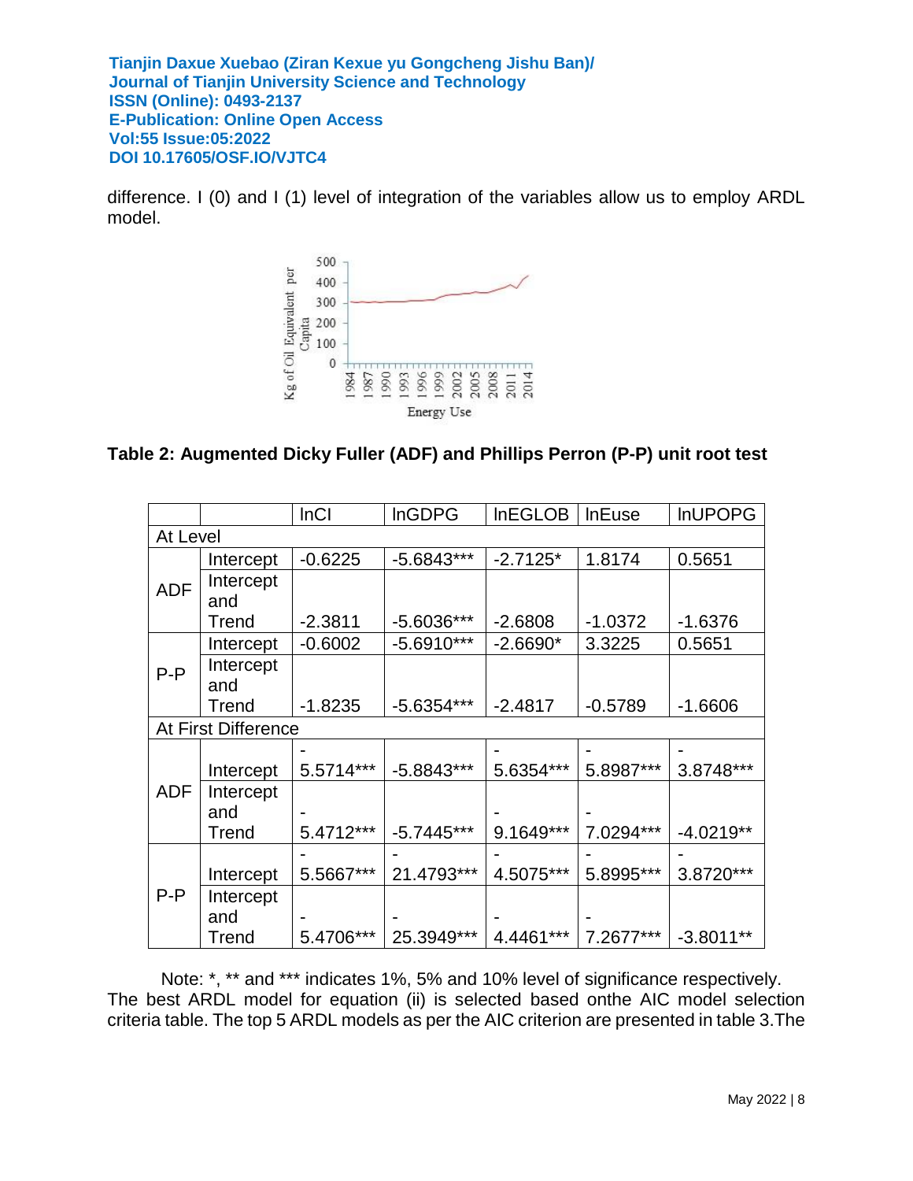difference. I (0) and I (1) level of integration of the variables allow us to employ ARDL model.

Table 2: **Augmented Dicky Fuller (ADF) and Phillips Perron (P-P) unit root test**

| | | lnCI | lnGDPG | lnEGLOB | lnEuse | lnUPOPG |
|---|---|---|---|---|---|---|
| At Level | | | | | | |
| ADF | Intercept | -0.6225 | -5.6843*** | -2.7125* | 1.8174 | 0.5651 |
| | Intercept and Trend | -2.3811 | -5.6036*** | -2.6808 | -1.0372 | -1.6376 |
| P-P | Intercept | -0.6002 | -5.6910*** | -2.6690* | 3.3225 | 0.5651 |
| | Intercept and Trend | -1.8235 | -5.6354*** | -2.4817 | -0.5789 | -1.6606 |
| At First Difference | | | | | | |
| ADF | Intercept | -5.5714*** | -5.8843*** | -5.6354*** | -5.8987*** | -3.8748*** |
| | Intercept and Trend | -5.4712*** | -5.7445*** | -9.1649*** | -7.0294*** | -4.0219** |
| P-P | Intercept | -5.5667*** | -21.4793*** | -4.5075*** | -5.8995*** | -3.8720*** |
| | Intercept and Trend | -5.4706*** | -25.3949*** | -4.4461*** | -7.2677*** | -3.8011** |

Note: *, ** and *** indicates 1%, 5% and 10% level of significance respectively.

The best ARDL model for equation (ii) is selected based onthe AIC model selection criteria table. The top 5 ARDL models as per the AIC criterion are presented in table 3.The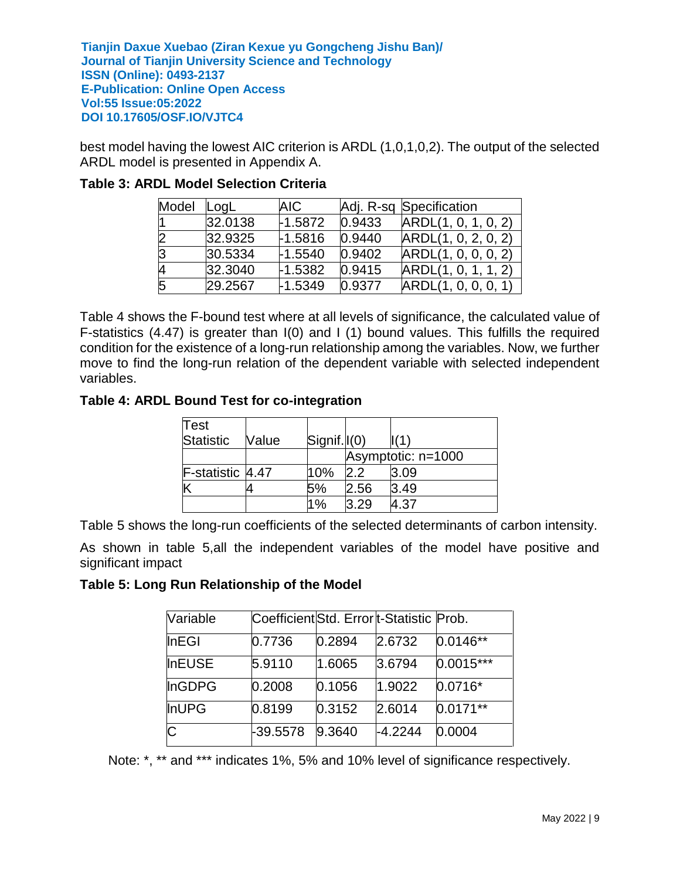best model having the lowest AIC criterion is ARDL (1,0,1,0,2). The output of the selected ARDL model is presented in Appendix A.

**Table 3: ARDL Model Selection Criteria**

| Model | LogL | AIC | Adj. R-sq | Specification |
|---|---|---|---|---|
| 1 | 32.0138 | -1.5872 | 0.9433 | ARDL(1, 0, 1, 0, 2) |
| 2 | 32.9325 | -1.5816 | 0.9440 | ARDL(1, 0, 2, 0, 2) |
| 3 | 30.5334 | -1.5540 | 0.9402 | ARDL(1, 0, 0, 0, 2) |
| 4 | 32.3040 | -1.5382 | 0.9415 | ARDL(1, 0, 1, 1, 2) |
| 5 | 29.2567 | -1.5349 | 0.9377 | ARDL(1, 0, 0, 0, 1) |

Table 4 shows the F-bound test where at all levels of significance, the calculated value of F-statistics (4.47) is greater than I(0) and I (1) bound values. This fulfills the required condition for the existence of a long-run relationship among the variables. Now, we further move to find the long-run relation of the dependent variable with selected independent variables.

**Table 4: ARDL Bound Test for co-integration**

| Test Statistic | Value | Signif. | I(0) | I(1) |
|---|---|---|---|---|
| | | | Asymptotic: n=1000 | |
| F-statistic | 4.47 | 10% | 2.2 | 3.09 |
| K | 4 | 5% | 2.56 | 3.49 |
| | | 1% | 3.29 | 4.37 |

Table 5 shows the long-run coefficients of the selected determinants of carbon intensity.

As shown in table 5,all the independent variables of the model have positive and significant impact

**Table 5: Long Run Relationship of the Model**

| Variable | Coefficient | Std. Error | t-Statistic | Prob. |
|---|---|---|---|---|
| lnEGI | 0.7736 | 0.2894 | 2.6732 | 0.0146** |
| lnEUSE | 5.9110 | 1.6065 | 3.6794 | 0.0015*** |
| lnGDPG | 0.2008 | 0.1056 | 1.9022 | 0.0716* |
| lnUPG | 0.8199 | 0.3152 | 2.6014 | 0.0171** |
| C | -39.5578 | 9.3640 | -4.2244 | 0.0004 |

Note: *, ** and *** indicates 1%, 5% and 10% level of significance respectively.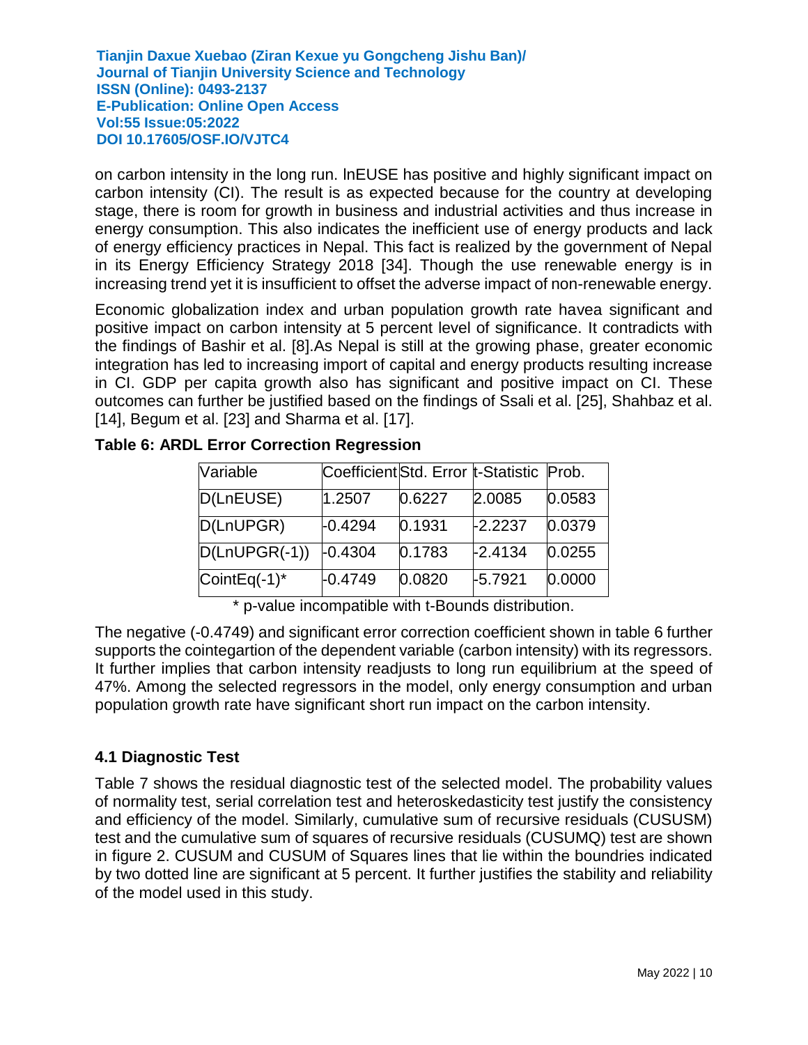on carbon intensity in the long run. lnEUSE has positive and highly significant impact on carbon intensity (CI). The result is as expected because for the country at developing stage, there is room for growth in business and industrial activities and thus increase in energy consumption. This also indicates the inefficient use of energy products and lack of energy efficiency practices in Nepal. This fact is realized by the government of Nepal in its Energy Efficiency Strategy 2018 [34]. Though the use renewable energy is in increasing trend yet it is insufficient to offset the adverse impact of non-renewable energy.

Economic globalization index and urban population growth rate havea significant and positive impact on carbon intensity at 5 percent level of significance. It contradicts with the findings of Bashir et al. [8].As Nepal is still at the growing phase, greater economic integration has led to increasing import of capital and energy products resulting increase in CI. GDP per capita growth also has significant and positive impact on CI. These outcomes can further be justified based on the findings of Ssali et al. [25], Shahbaz et al. [14], Begum et al. [23] and Sharma et al. [17].

**Table 6: ARDL Error Correction Regression**

| Variable | Coefficient | Std. Error | t-Statistic | Prob. |
|---|---|---|---|---|
| D(LnEUSE) | 1.2507 | 0.6227 | 2.0085 | 0.0583 |
| D(LnUPGR) | -0.4294 | 0.1931 | -2.2237 | 0.0379 |
| D(LnUPGR(-1)) | -0.4304 | 0.1783 | -2.4134 | 0.0255 |
| CointEq(-1)* | -0.4749 | 0.0820 | -5.7921 | 0.0000 |

\* p-value incompatible with t-Bounds distribution.

The negative (-0.4749) and significant error correction coefficient shown in table 6 further supports the cointegartion of the dependent variable (carbon intensity) with its regressors. It further implies that carbon intensity readjusts to long run equilibrium at the speed of 47%. Among the selected regressors in the model, only energy consumption and urban population growth rate have significant short run impact on the carbon intensity.

### 4.1 Diagnostic Test

Table 7 shows the residual diagnostic test of the selected model. The probability values of normality test, serial correlation test and heteroskedasticity test justify the consistency and efficiency of the model. Similarly, cumulative sum of recursive residuals (CUSUSM) test and the cumulative sum of squares of recursive residuals (CUSUMQ) test are shown in figure 2. CUSUM and CUSUM of Squares lines that lie within the boundries indicated by two dotted line are significant at 5 percent. It further justifies the stability and reliability of the model used in this study.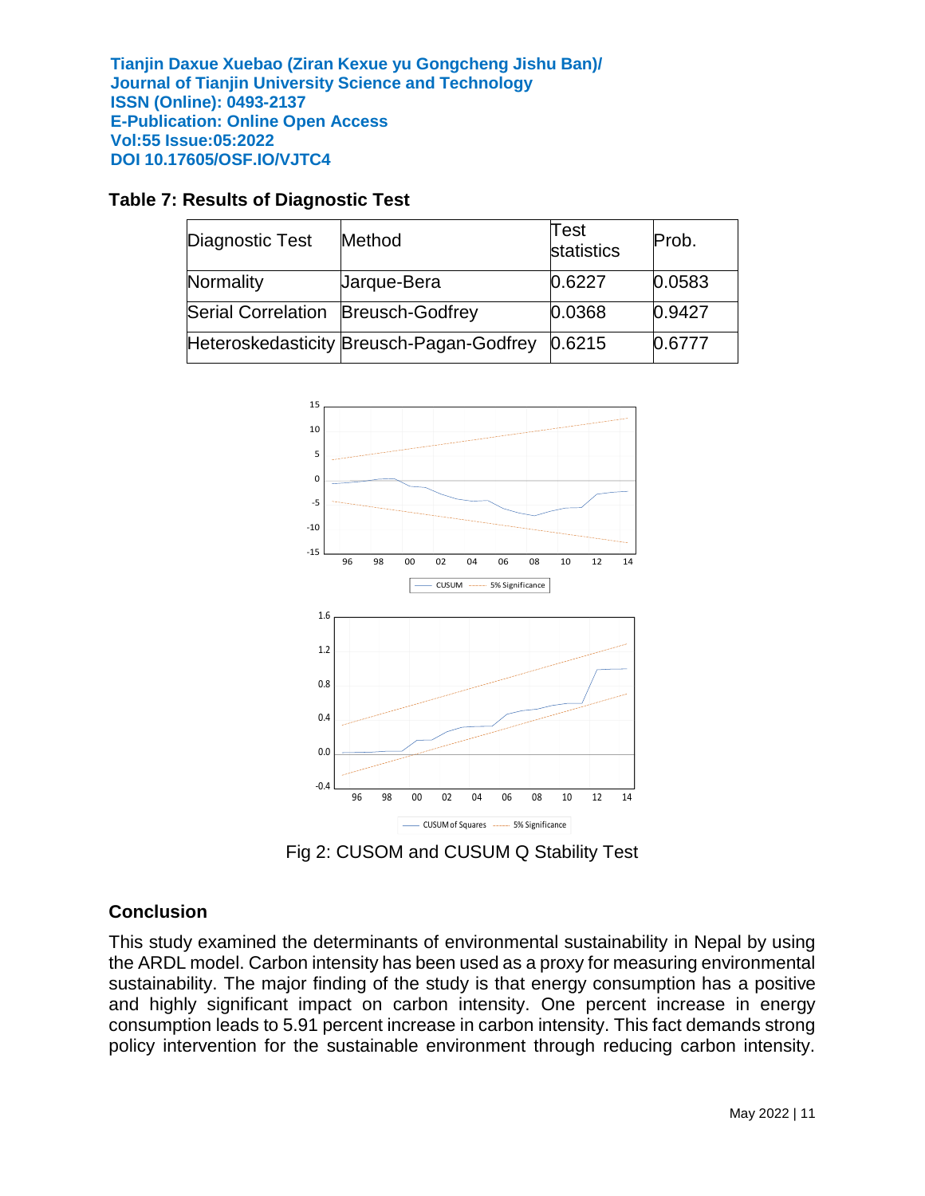**Table 7: Results of Diagnostic Test**

| Diagnostic Test | Method | Test statistics | Prob. |
|---|---|---|---|
| Normality | Jarque-Bera | 0.6227 | 0.0583 |
| Serial Correlation | Breusch-Godfrey | 0.0368 | 0.9427 |
| Heteroskedasticity | Breusch-Pagan-Godfrey | 0.6215 | 0.6777 |

Fig 2: CUSOM and CUSUM Q Stability Test

## Conclusion

This study examined the determinants of environmental sustainability in Nepal by using the ARDL model. Carbon intensity has been used as a proxy for measuring environmental sustainability. The major finding of the study is that energy consumption has a positive and highly significant impact on carbon intensity. One percent increase in energy consumption leads to 5.91 percent increase in carbon intensity. This fact demands strong policy intervention for the sustainable environment through reducing carbon intensity.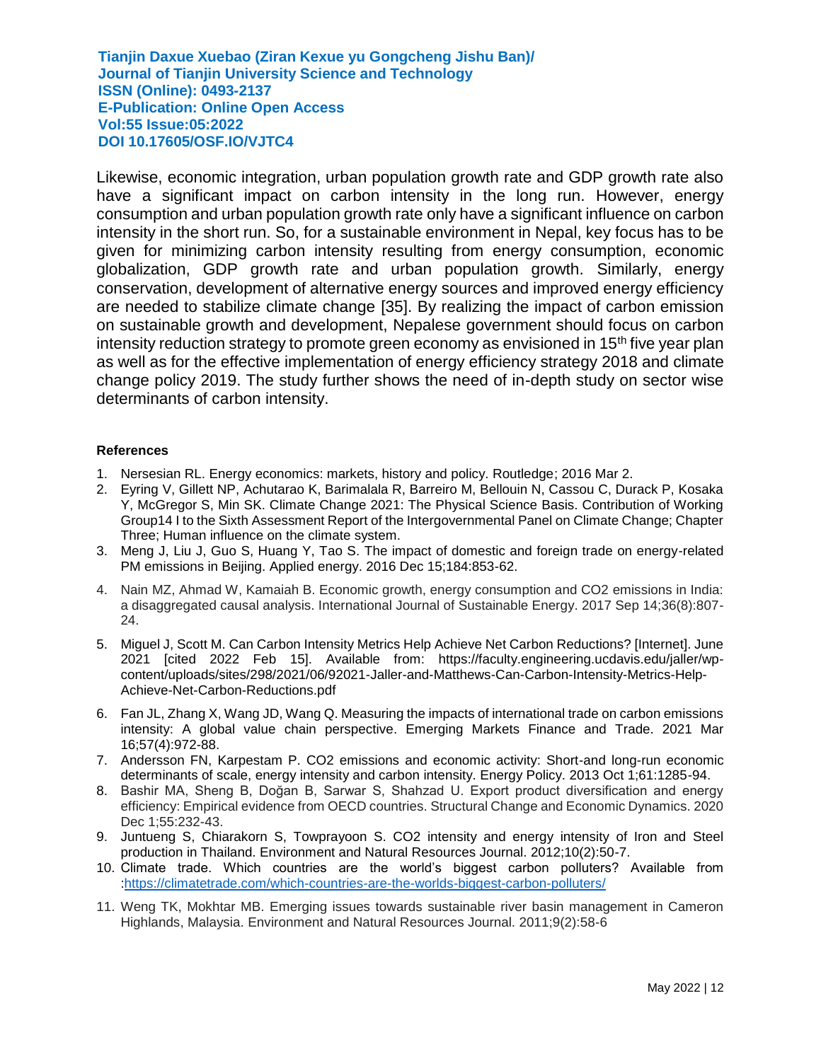Likewise, economic integration, urban population growth rate and GDP growth rate also have a significant impact on carbon intensity in the long run. However, energy consumption and urban population growth rate only have a significant influence on carbon intensity in the short run. So, for a sustainable environment in Nepal, key focus has to be given for minimizing carbon intensity resulting from energy consumption, economic globalization, GDP growth rate and urban population growth. Similarly, energy conservation, development of alternative energy sources and improved energy efficiency are needed to stabilize climate change [35]. By realizing the impact of carbon emission on sustainable growth and development, Nepalese government should focus on carbon intensity reduction strategy to promote green economy as envisioned in 15$^{th}$ five year plan as well as for the effective implementation of energy efficiency strategy 2018 and climate change policy 2019. The study further shows the need of in-depth study on sector wise determinants of carbon intensity.

**References**

1. Nersesian RL. Energy economics: markets, history and policy. Routledge; 2016 Mar 2.
2. Eyring V, Gillett NP, Achutarao K, Barimalala R, Barreiro M, Bellouin N, Cassou C, Durack P, Kosaka Y, McGregor S, Min SK. Climate Change 2021: The Physical Science Basis. Contribution of Working Group14 I to the Sixth Assessment Report of the Intergovernmental Panel on Climate Change; Chapter Three; Human influence on the climate system.
3. Meng J, Liu J, Guo S, Huang Y, Tao S. The impact of domestic and foreign trade on energy-related PM emissions in Beijing. Applied energy. 2016 Dec 15;184:853-62.
4. Nain MZ, Ahmad W, Kamaiah B. Economic growth, energy consumption and CO2 emissions in India: a disaggregated causal analysis. International Journal of Sustainable Energy. 2017 Sep 14;36(8):807-24.
5. Miguel J, Scott M. Can Carbon Intensity Metrics Help Achieve Net Carbon Reductions? [Internet]. June 2021 [cited 2022 Feb 15]. Available from: https://faculty.engineering.ucdavis.edu/jaller/wp-content/uploads/sites/298/2021/06/92021-Jaller-and-Matthews-Can-Carbon-Intensity-Metrics-Help-Achieve-Net-Carbon-Reductions.pdf
6. Fan JL, Zhang X, Wang JD, Wang Q. Measuring the impacts of international trade on carbon emissions intensity: A global value chain perspective. Emerging Markets Finance and Trade. 2021 Mar 16;57(4):972-88.
7. Andersson FN, Karpestam P. CO2 emissions and economic activity: Short-and long-run economic determinants of scale, energy intensity and carbon intensity. Energy Policy. 2013 Oct 1;61:1285-94.
8. Bashir MA, Sheng B, Doğan B, Sarwar S, Shahzad U. Export product diversification and energy efficiency: Empirical evidence from OECD countries. Structural Change and Economic Dynamics. 2020 Dec 1;55:232-43.
9. Juntueng S, Chiarakorn S, Towprayoon S. CO2 intensity and energy intensity of Iron and Steel production in Thailand. Environment and Natural Resources Journal. 2012;10(2):50-7.
10. Climate trade. Which countries are the world's biggest carbon polluters? Available from :https://climatetrade.com/which-countries-are-the-worlds-biggest-carbon-polluters/
11. Weng TK, Mokhtar MB. Emerging issues towards sustainable river basin management in Cameron Highlands, Malaysia. Environment and Natural Resources Journal. 2011;9(2):58-6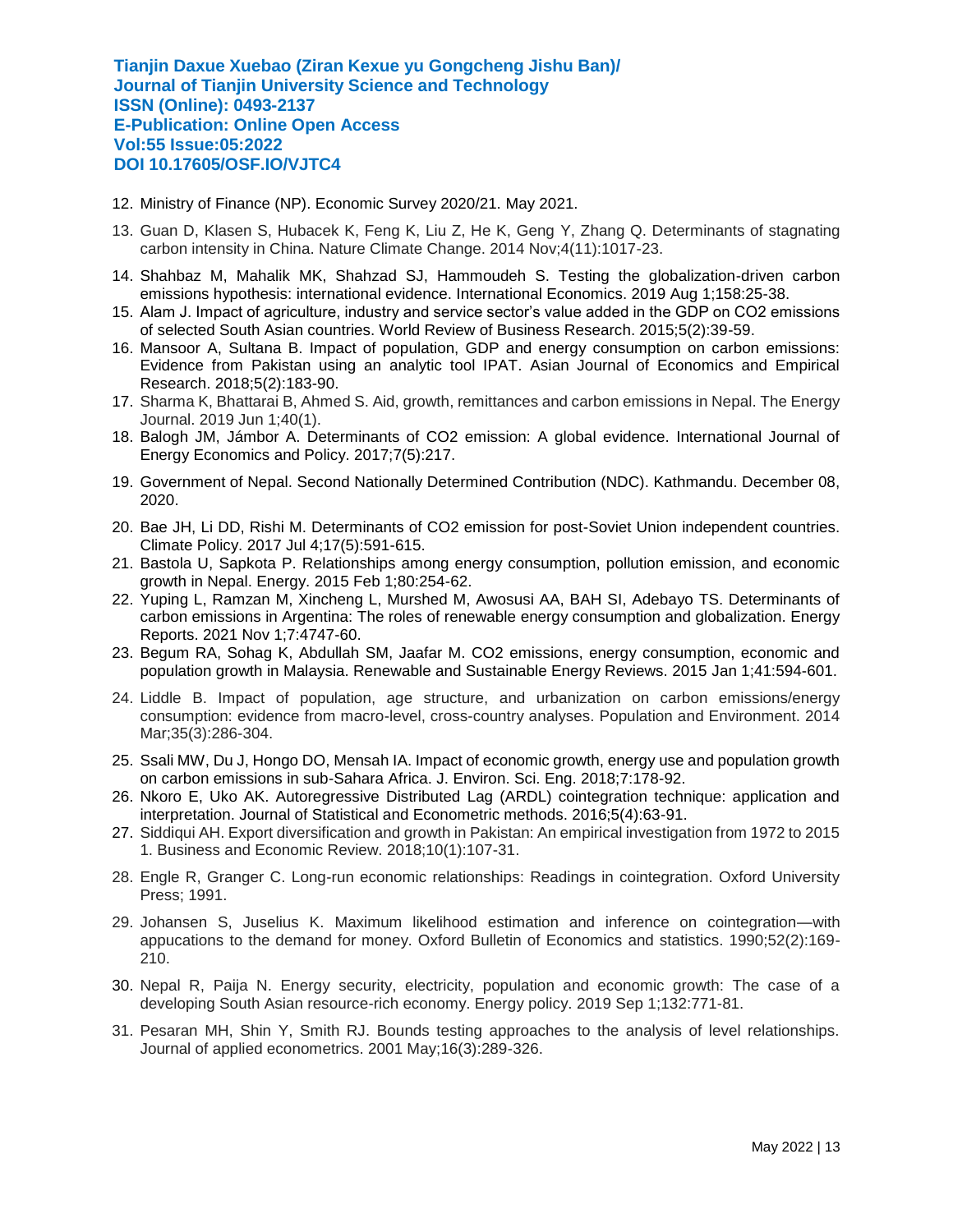12. Ministry of Finance (NP). Economic Survey 2020/21. May 2021.
13. Guan D, Klasen S, Hubacek K, Feng K, Liu Z, He K, Geng Y, Zhang Q. Determinants of stagnating carbon intensity in China. Nature Climate Change. 2014 Nov;4(11):1017-23.
14. Shahbaz M, Mahalik MK, Shahzad SJ, Hammoudeh S. Testing the globalization-driven carbon emissions hypothesis: international evidence. International Economics. 2019 Aug 1;158:25-38.
15. Alam J. Impact of agriculture, industry and service sector's value added in the GDP on CO2 emissions of selected South Asian countries. World Review of Business Research. 2015;5(2):39-59.
16. Mansoor A, Sultana B. Impact of population, GDP and energy consumption on carbon emissions: Evidence from Pakistan using an analytic tool IPAT. Asian Journal of Economics and Empirical Research. 2018;5(2):183-90.
17. Sharma K, Bhattarai B, Ahmed S. Aid, growth, remittances and carbon emissions in Nepal. The Energy Journal. 2019 Jun 1;40(1).
18. Balogh JM, Jámbor A. Determinants of CO2 emission: A global evidence. International Journal of Energy Economics and Policy. 2017;7(5):217.
19. Government of Nepal. Second Nationally Determined Contribution (NDC). Kathmandu. December 08, 2020.
20. Bae JH, Li DD, Rishi M. Determinants of CO2 emission for post-Soviet Union independent countries. Climate Policy. 2017 Jul 4;17(5):591-615.
21. Bastola U, Sapkota P. Relationships among energy consumption, pollution emission, and economic growth in Nepal. Energy. 2015 Feb 1;80:254-62.
22. Yuping L, Ramzan M, Xincheng L, Murshed M, Awosusi AA, BAH SI, Adebayo TS. Determinants of carbon emissions in Argentina: The roles of renewable energy consumption and globalization. Energy Reports. 2021 Nov 1;7:4747-60.
23. Begum RA, Sohag K, Abdullah SM, Jaafar M. CO2 emissions, energy consumption, economic and population growth in Malaysia. Renewable and Sustainable Energy Reviews. 2015 Jan 1;41:594-601.
24. Liddle B. Impact of population, age structure, and urbanization on carbon emissions/energy consumption: evidence from macro-level, cross-country analyses. Population and Environment. 2014 Mar;35(3):286-304.
25. Ssali MW, Du J, Hongo DO, Mensah IA. Impact of economic growth, energy use and population growth on carbon emissions in sub-Sahara Africa. J. Environ. Sci. Eng. 2018;7:178-92.
26. Nkoro E, Uko AK. Autoregressive Distributed Lag (ARDL) cointegration technique: application and interpretation. Journal of Statistical and Econometric methods. 2016;5(4):63-91.
27. Siddiqui AH. Export diversification and growth in Pakistan: An empirical investigation from 1972 to 2015 1. Business and Economic Review. 2018;10(1):107-31.
28. Engle R, Granger C. Long-run economic relationships: Readings in cointegration. Oxford University Press; 1991.
29. Johansen S, Juselius K. Maximum likelihood estimation and inference on cointegration—with appucations to the demand for money. Oxford Bulletin of Economics and statistics. 1990;52(2):169-210.
30. Nepal R, Paija N. Energy security, electricity, population and economic growth: The case of a developing South Asian resource-rich economy. Energy policy. 2019 Sep 1;132:771-81.
31. Pesaran MH, Shin Y, Smith RJ. Bounds testing approaches to the analysis of level relationships. Journal of applied econometrics. 2001 May;16(3):289-326.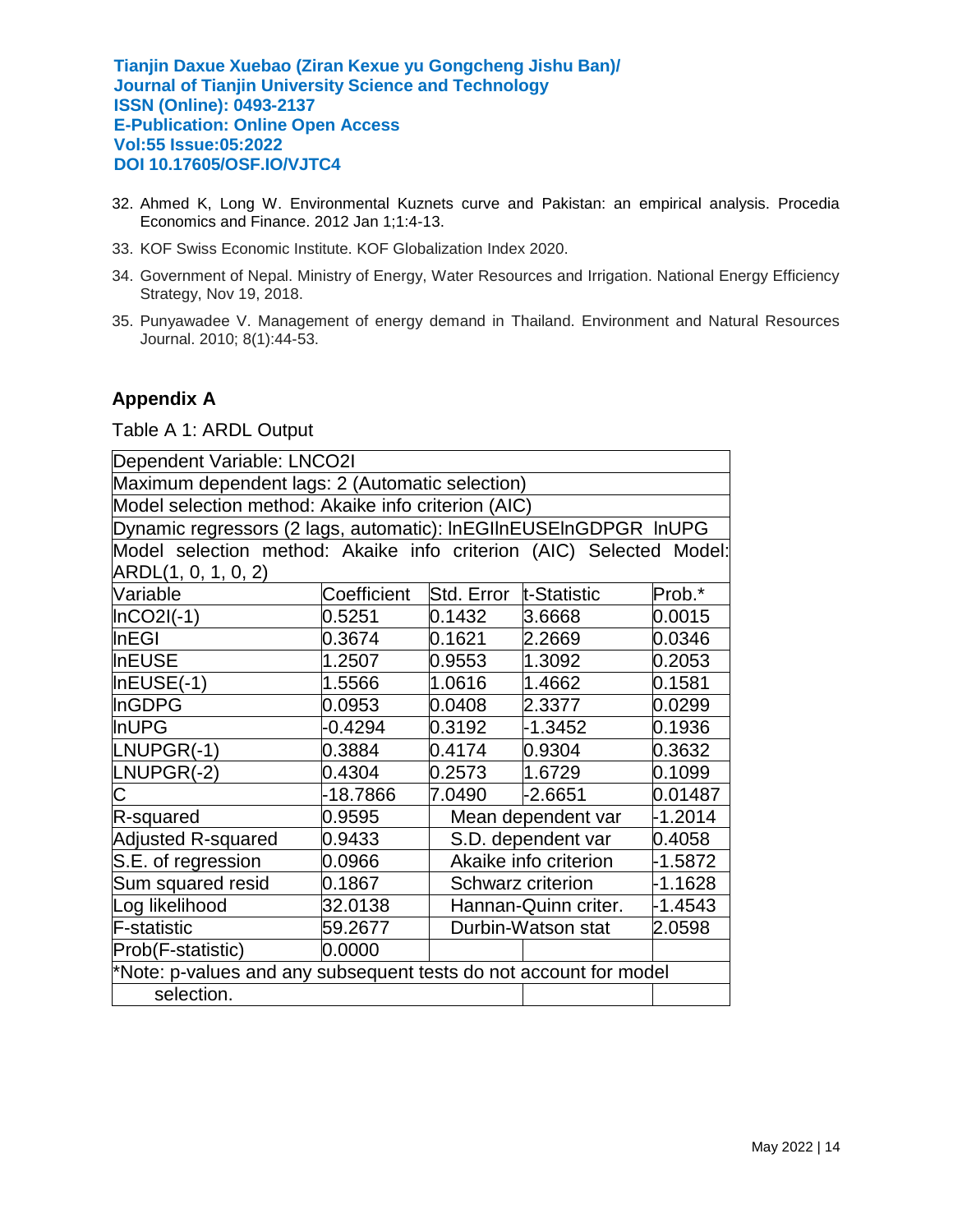32. Ahmed K, Long W. Environmental Kuznets curve and Pakistan: an empirical analysis. Procedia Economics and Finance. 2012 Jan 1;1:4-13.
33. KOF Swiss Economic Institute. KOF Globalization Index 2020.
34. Government of Nepal. Ministry of Energy, Water Resources and Irrigation. National Energy Efficiency Strategy, Nov 19, 2018.
35. Punyawadee V. Management of energy demand in Thailand. Environment and Natural Resources Journal. 2010; 8(1):44-53.

## Appendix A

Table A 1: ARDL Output

| | | | | |
|---|---|---|---|---|
| Dependent Variable: LNCO2I | | | | |
| Maximum dependent lags: 2 (Automatic selection) | | | | |
| Model selection method: Akaike info criterion (AIC) | | | | |
| Dynamic regressors (2 lags, automatic): lnEGIlnEUSElnGDPGR lnUPG | | | | |
| Model selection method: Akaike info criterion (AIC) Selected Model: ARDL(1, 0, 1, 0, 2) | | | | |
| Variable | Coefficient | Std. Error | t-Statistic | Prob.* |
| lnCO2I(-1) | 0.5251 | 0.1432 | 3.6668 | 0.0015 |
| lnEGI | 0.3674 | 0.1621 | 2.2669 | 0.0346 |
| lnEUSE | 1.2507 | 0.9553 | 1.3092 | 0.2053 |
| lnEUSE(-1) | 1.5566 | 1.0616 | 1.4662 | 0.1581 |
| lnGDPG | 0.0953 | 0.0408 | 2.3377 | 0.0299 |
| lnUPG | -0.4294 | 0.3192 | -1.3452 | 0.1936 |
| LNUPGR(-1) | 0.3884 | 0.4174 | 0.9304 | 0.3632 |
| LNUPGR(-2) | 0.4304 | 0.2573 | 1.6729 | 0.1099 |
| C | -18.7866 | 7.0490 | -2.6651 | 0.01487 |
| R-squared | 0.9595 | Mean dependent var | | -1.2014 |
| Adjusted R-squared | 0.9433 | S.D. dependent var | | 0.4058 |
| S.E. of regression | 0.0966 | Akaike info criterion | | -1.5872 |
| Sum squared resid | 0.1867 | Schwarz criterion | | -1.1628 |
| Log likelihood | 32.0138 | Hannan-Quinn criter. | | -1.4543 |
| F-statistic | 59.2677 | Durbin-Watson stat | | 2.0598 |
| Prob(F-statistic) | 0.0000 | | | |
| *Note: p-values and any subsequent tests do not account for model selection. | | | | |